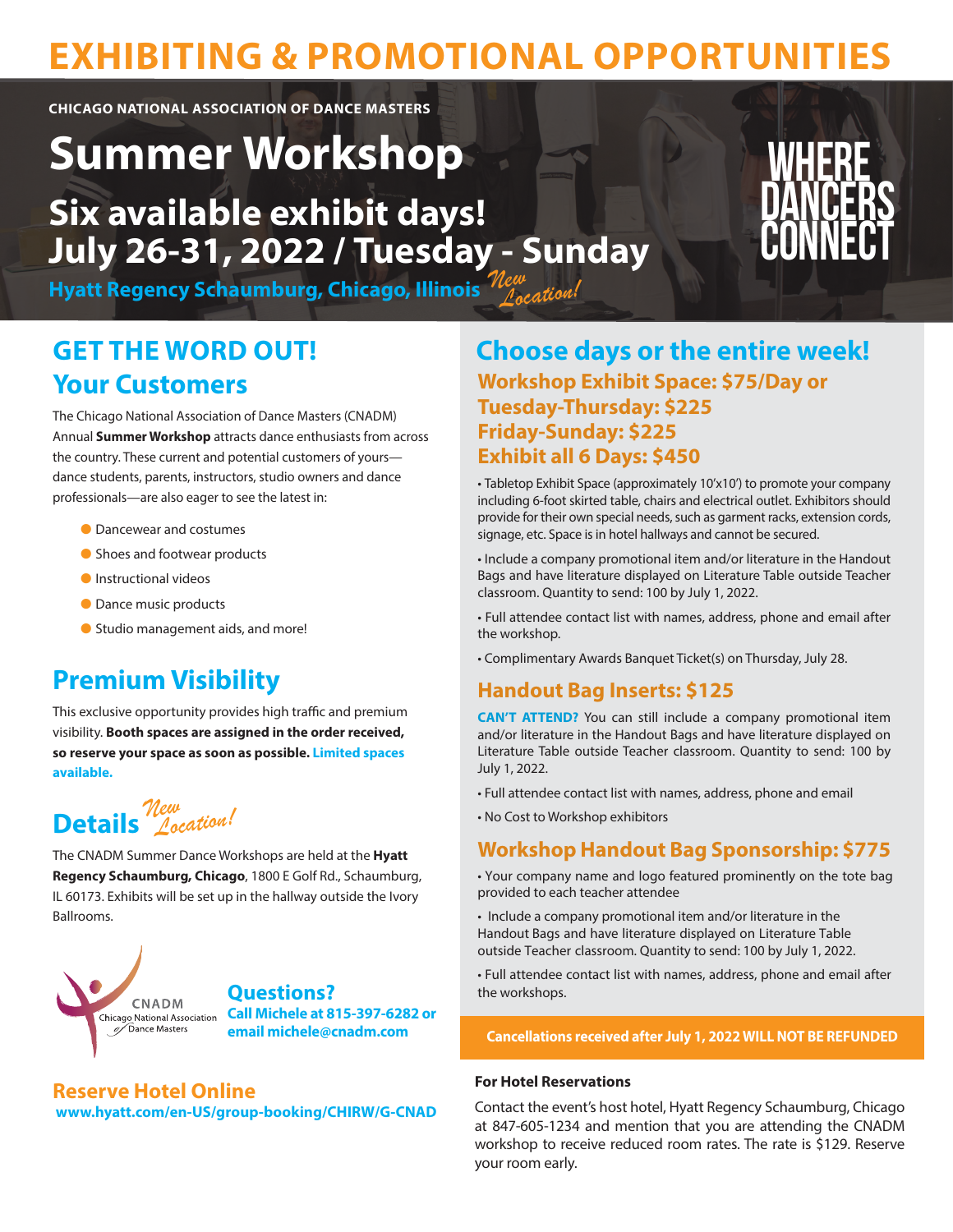# EXHIBITING & PROMOTIONAL OPPORTUNITIES

**CHICAGO NATIONAL ASSOCIATION OF DANCE MASTERS**

## Summer Workshop

## Six available exhibit days!
## July 26-31, 2022 / Tuesday - Sunday

**Hyatt Regency Schaumburg, Chicago, Illinois** *New Location!*

WHERE DANCERS CONNECT

## GET THE WORD OUT!
## Your Customers

The Chicago National Association of Dance Masters (CNADM) Annual **Summer Workshop** attracts dance enthusiasts from across the country. These current and potential customers of yours—dance students, parents, instructors, studio owners and dance professionals—are also eager to see the latest in:

- Dancewear and costumes
- Shoes and footwear products
- Instructional videos
- Dance music products
- Studio management aids, and more!

## Premium Visibility

This exclusive opportunity provides high traffic and premium visibility. **Booth spaces are assigned in the order received, so reserve your space as soon as possible. Limited spaces available.**

## Details *New Location!*

The CNADM Summer Dance Workshops are held at the **Hyatt Regency Schaumburg, Chicago**, 1800 E Golf Rd., Schaumburg, IL 60173. Exhibits will be set up in the hallway outside the Ivory Ballrooms.

CNADM Chicago National Association of Dance Masters

### Questions?

**Call Michele at 815-397-6282 or email michele@cnadm.com**

### Reserve Hotel Online

**www.hyatt.com/en-US/group-booking/CHIRW/G-CNAD**

## Choose days or the entire week!

### Workshop Exhibit Space: $75/Day or
### Tuesday-Thursday: $225
### Friday-Sunday: $225
### Exhibit all 6 Days: $450

- Tabletop Exhibit Space (approximately 10'x10') to promote your company including 6-foot skirted table, chairs and electrical outlet. Exhibitors should provide for their own special needs, such as garment racks, extension cords, signage, etc. Space is in hotel hallways and cannot be secured.
- Include a company promotional item and/or literature in the Handout Bags and have literature displayed on Literature Table outside Teacher classroom. Quantity to send: 100 by July 1, 2022.
- Full attendee contact list with names, address, phone and email after the workshop.
- Complimentary Awards Banquet Ticket(s) on Thursday, July 28.

### Handout Bag Inserts: $125

**CAN'T ATTEND?** You can still include a company promotional item and/or literature in the Handout Bags and have literature displayed on Literature Table outside Teacher classroom. Quantity to send: 100 by July 1, 2022.

- Full attendee contact list with names, address, phone and email
- No Cost to Workshop exhibitors

### Workshop Handout Bag Sponsorship: $775

- Your company name and logo featured prominently on the tote bag provided to each teacher attendee
- Include a company promotional item and/or literature in the Handout Bags and have literature displayed on Literature Table outside Teacher classroom. Quantity to send: 100 by July 1, 2022.
- Full attendee contact list with names, address, phone and email after the workshops.

**Cancellations received after July 1, 2022 WILL NOT BE REFUNDED**

**For Hotel Reservations**

Contact the event's host hotel, Hyatt Regency Schaumburg, Chicago at 847-605-1234 and mention that you are attending the CNADM workshop to receive reduced room rates. The rate is $129. Reserve your room early.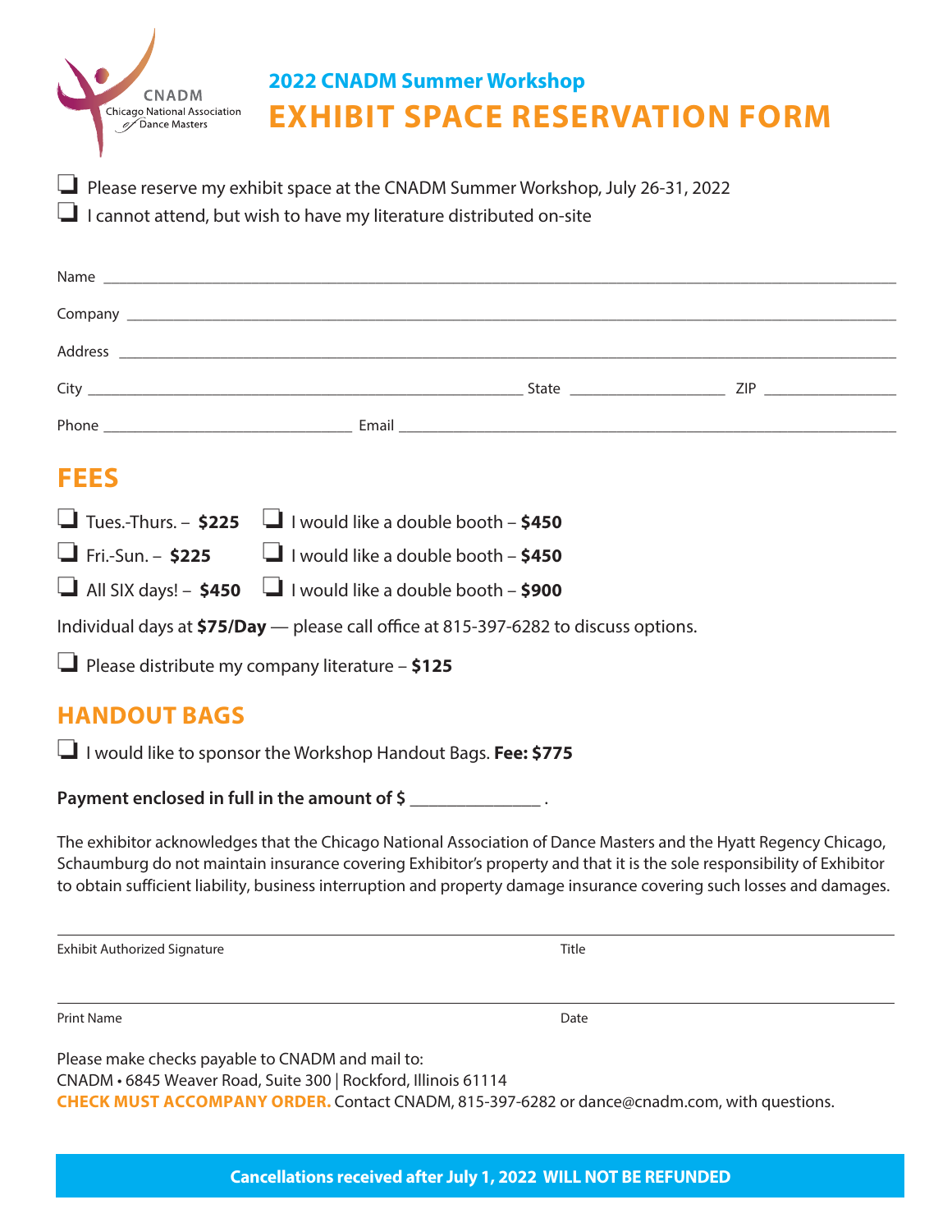CNADM
Chicago National Association of Dance Masters

## 2022 CNADM Summer Workshop

# EXHIBIT SPACE RESERVATION FORM

❑ Please reserve my exhibit space at the CNADM Summer Workshop, July 26-31, 2022

❑ I cannot attend, but wish to have my literature distributed on-site

Name ______________________________________________________________

Company ______________________________________________________________

Address ______________________________________________________________

City ____________________________________ State ______________ ZIP ____________

Phone ______________________ Email ______________________________________

## FEES

❑ Tues.-Thurs. – **$225** ❑ I would like a double booth – **$450**

❑ Fri.-Sun. – **$225** ❑ I would like a double booth – **$450**

❑ All SIX days! – **$450** ❑ I would like a double booth – **$900**

Individual days at **$75/Day** — please call office at 815-397-6282 to discuss options.

❑ Please distribute my company literature – **$125**

## HANDOUT BAGS

❑ I would like to sponsor the Workshop Handout Bags. **Fee: $775**

**Payment enclosed in full in the amount of $** ______________ .

The exhibitor acknowledges that the Chicago National Association of Dance Masters and the Hyatt Regency Chicago, Schaumburg do not maintain insurance covering Exhibitor's property and that it is the sole responsibility of Exhibitor to obtain sufficient liability, business interruption and property damage insurance covering such losses and damages.

Exhibit Authorized Signature ______________________ Title ______________________

Print Name ______________________ Date ______________________

Please make checks payable to CNADM and mail to:
CNADM • 6845 Weaver Road, Suite 300 | Rockford, Illinois 61114
**CHECK MUST ACCOMPANY ORDER.** Contact CNADM, 815-397-6282 or dance@cnadm.com, with questions.

**Cancellations received after July 1, 2022 WILL NOT BE REFUNDED**